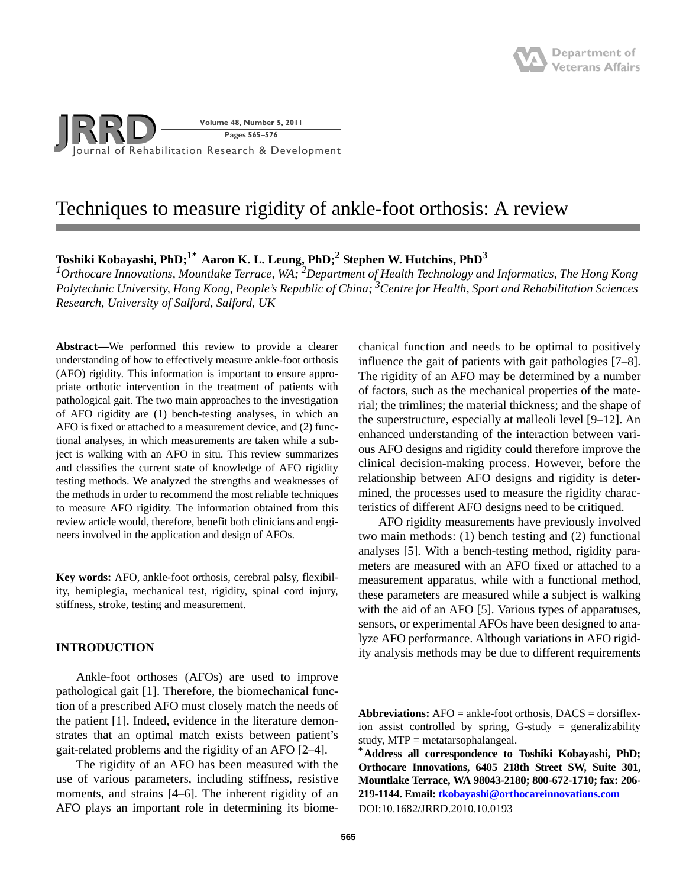# Techniques to measure rigidity of ankle-foot orthosis: A review

**Toshiki Kobayashi, PhD;[1]\* Aaron K. L. Leung, PhD;[2] Stephen W. Hutchins, PhD[3]**

*[1]Orthocare Innovations, Mountlake Terrace, WA; [2]Department of Health Technology and Informatics, The Hong Kong Polytechnic University, Hong Kong, People's Republic of China; [3]Centre for Health, Sport and Rehabilitation Sciences Research, University of Salford, Salford, UK*

**Abstract—**We performed this review to provide a clearer understanding of how to effectively measure ankle-foot orthosis (AFO) rigidity. This information is important to ensure appropriate orthotic intervention in the treatment of patients with pathological gait. The two main approaches to the investigation of AFO rigidity are (1) bench-testing analyses, in which an AFO is fixed or attached to a measurement device, and (2) functional analyses, in which measurements are taken while a subject is walking with an AFO in situ. This review summarizes and classifies the current state of knowledge of AFO rigidity testing methods. We analyzed the strengths and weaknesses of the methods in order to recommend the most reliable techniques to measure AFO rigidity. The information obtained from this review article would, therefore, benefit both clinicians and engineers involved in the application and design of AFOs.

**Key words:** AFO, ankle-foot orthosis, cerebral palsy, flexibility, hemiplegia, mechanical test, rigidity, spinal cord injury, stiffness, stroke, testing and measurement.

## INTRODUCTION

Ankle-foot orthoses (AFOs) are used to improve pathological gait [1]. Therefore, the biomechanical function of a prescribed AFO must closely match the needs of the patient [1]. Indeed, evidence in the literature demonstrates that an optimal match exists between patient's gait-related problems and the rigidity of an AFO [2–4].

The rigidity of an AFO has been measured with the use of various parameters, including stiffness, resistive moments, and strains [4–6]. The inherent rigidity of an AFO plays an important role in determining its biomechanical function and needs to be optimal to positively influence the gait of patients with gait pathologies [7–8]. The rigidity of an AFO may be determined by a number of factors, such as the mechanical properties of the material; the trimlines; the material thickness; and the shape of the superstructure, especially at malleoli level [9–12]. An enhanced understanding of the interaction between various AFO designs and rigidity could therefore improve the clinical decision-making process. However, before the relationship between AFO designs and rigidity is determined, the processes used to measure the rigidity characteristics of different AFO designs need to be critiqued.

AFO rigidity measurements have previously involved two main methods: (1) bench testing and (2) functional analyses [5]. With a bench-testing method, rigidity parameters are measured with an AFO fixed or attached to a measurement apparatus, while with a functional method, these parameters are measured while a subject is walking with the aid of an AFO [5]. Various types of apparatuses, sensors, or experimental AFOs have been designed to analyze AFO performance. Although variations in AFO rigidity analysis methods may be due to different requirements

---

**Abbreviations:** AFO = ankle-foot orthosis, DACS = dorsiflexion assist controlled by spring, G-study = generalizability study, MTP = metatarsophalangeal.

**\*Address all correspondence to Toshiki Kobayashi, PhD; Orthocare Innovations, 6405 218th Street SW, Suite 301, Mountlake Terrace, WA 98043-2180; 800-672-1710; fax: 206-219-1144. Email: tkobayashi@orthocareinnovations.com**

DOI:10.1682/JRRD.2010.10.0193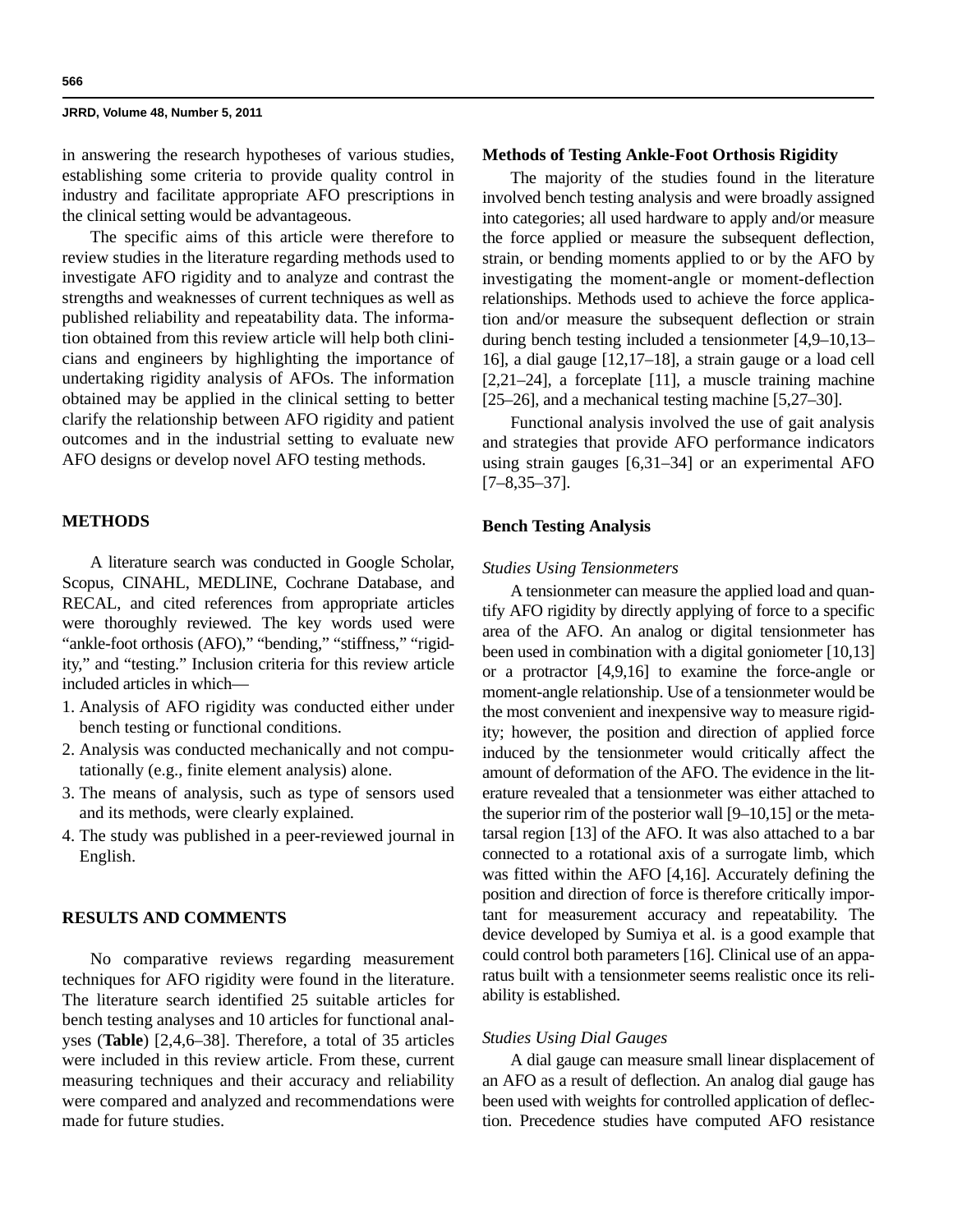in answering the research hypotheses of various studies, establishing some criteria to provide quality control in industry and facilitate appropriate AFO prescriptions in the clinical setting would be advantageous.

The specific aims of this article were therefore to review studies in the literature regarding methods used to investigate AFO rigidity and to analyze and contrast the strengths and weaknesses of current techniques as well as published reliability and repeatability data. The information obtained from this review article will help both clinicians and engineers by highlighting the importance of undertaking rigidity analysis of AFOs. The information obtained may be applied in the clinical setting to better clarify the relationship between AFO rigidity and patient outcomes and in the industrial setting to evaluate new AFO designs or develop novel AFO testing methods.

## METHODS

A literature search was conducted in Google Scholar, Scopus, CINAHL, MEDLINE, Cochrane Database, and RECAL, and cited references from appropriate articles were thoroughly reviewed. The key words used were "ankle-foot orthosis (AFO)," "bending," "stiffness," "rigidity," and "testing." Inclusion criteria for this review article included articles in which—

1. Analysis of AFO rigidity was conducted either under bench testing or functional conditions.
2. Analysis was conducted mechanically and not computationally (e.g., finite element analysis) alone.
3. The means of analysis, such as type of sensors used and its methods, were clearly explained.
4. The study was published in a peer-reviewed journal in English.

## RESULTS AND COMMENTS

No comparative reviews regarding measurement techniques for AFO rigidity were found in the literature. The literature search identified 25 suitable articles for bench testing analyses and 10 articles for functional analyses (**Table**) [2,4,6–38]. Therefore, a total of 35 articles were included in this review article. From these, current measuring techniques and their accuracy and reliability were compared and analyzed and recommendations were made for future studies.

### Methods of Testing Ankle-Foot Orthosis Rigidity

The majority of the studies found in the literature involved bench testing analysis and were broadly assigned into categories; all used hardware to apply and/or measure the force applied or measure the subsequent deflection, strain, or bending moments applied to or by the AFO by investigating the moment-angle or moment-deflection relationships. Methods used to achieve the force application and/or measure the subsequent deflection or strain during bench testing included a tensionmeter [4,9–10,13–16], a dial gauge [12,17–18], a strain gauge or a load cell [2,21–24], a forceplate [11], a muscle training machine [25–26], and a mechanical testing machine [5,27–30].

Functional analysis involved the use of gait analysis and strategies that provide AFO performance indicators using strain gauges [6,31–34] or an experimental AFO [7–8,35–37].

### Bench Testing Analysis

#### *Studies Using Tensionmeters*

A tensionmeter can measure the applied load and quantify AFO rigidity by directly applying of force to a specific area of the AFO. An analog or digital tensionmeter has been used in combination with a digital goniometer [10,13] or a protractor [4,9,16] to examine the force-angle or moment-angle relationship. Use of a tensionmeter would be the most convenient and inexpensive way to measure rigidity; however, the position and direction of applied force induced by the tensionmeter would critically affect the amount of deformation of the AFO. The evidence in the literature revealed that a tensionmeter was either attached to the superior rim of the posterior wall [9–10,15] or the metatarsal region [13] of the AFO. It was also attached to a bar connected to a rotational axis of a surrogate limb, which was fitted within the AFO [4,16]. Accurately defining the position and direction of force is therefore critically important for measurement accuracy and repeatability. The device developed by Sumiya et al. is a good example that could control both parameters [16]. Clinical use of an apparatus built with a tensionmeter seems realistic once its reliability is established.

#### *Studies Using Dial Gauges*

A dial gauge can measure small linear displacement of an AFO as a result of deflection. An analog dial gauge has been used with weights for controlled application of deflection. Precedence studies have computed AFO resistance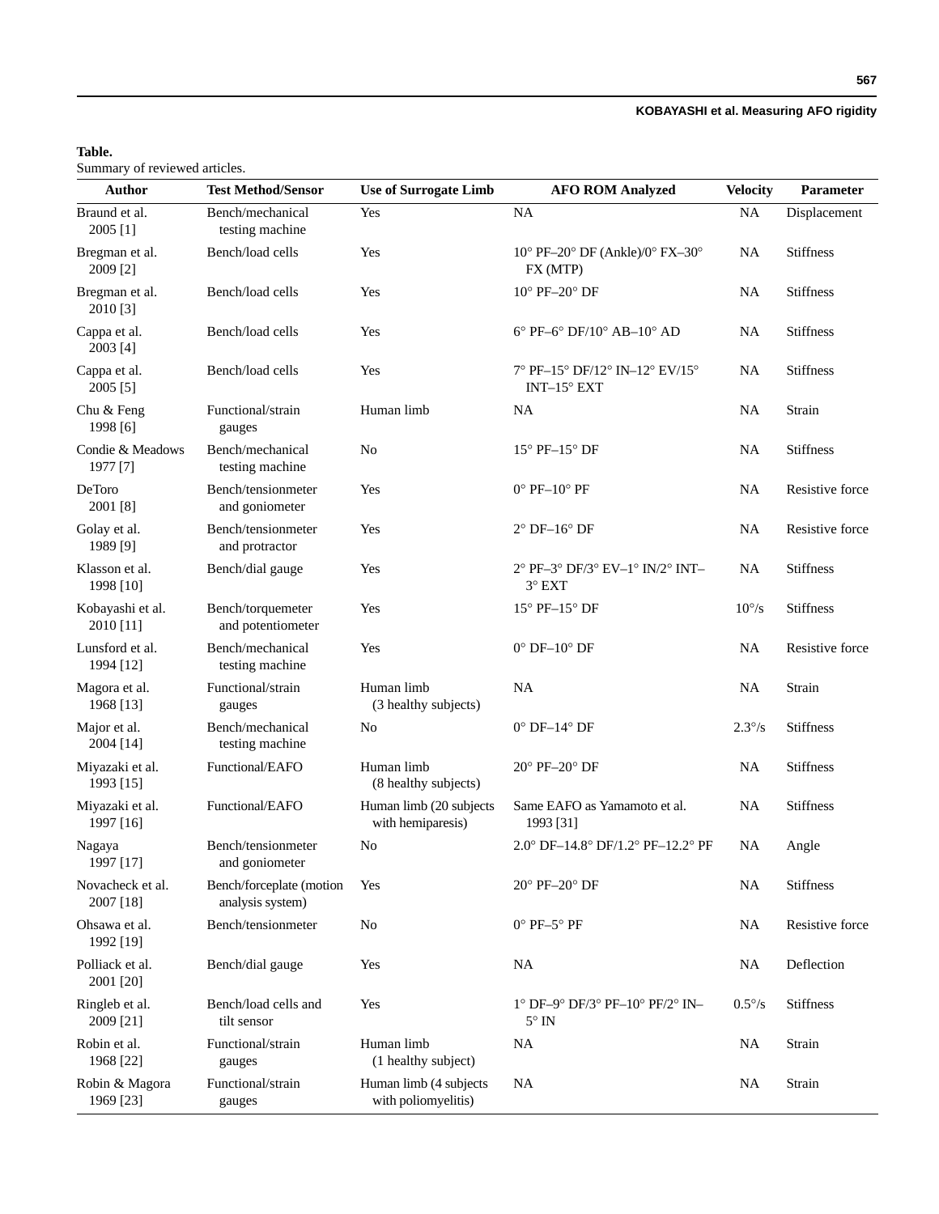**Table.**
Summary of reviewed articles.

| Author | Test Method/Sensor | Use of Surrogate Limb | AFO ROM Analyzed | Velocity | Parameter |
|---|---|---|---|---|---|
| Braund et al. 2005 [1] | Bench/mechanical testing machine | Yes | NA | NA | Displacement |
| Bregman et al. 2009 [2] | Bench/load cells | Yes | 10° PF–20° DF (Ankle)/0° FX–30° FX (MTP) | NA | Stiffness |
| Bregman et al. 2010 [3] | Bench/load cells | Yes | 10° PF–20° DF | NA | Stiffness |
| Cappa et al. 2003 [4] | Bench/load cells | Yes | 6° PF–6° DF/10° AB–10° AD | NA | Stiffness |
| Cappa et al. 2005 [5] | Bench/load cells | Yes | 7° PF–15° DF/12° IN–12° EV/15° INT–15° EXT | NA | Stiffness |
| Chu & Feng 1998 [6] | Functional/strain gauges | Human limb | NA | NA | Strain |
| Condie & Meadows 1977 [7] | Bench/mechanical testing machine | No | 15° PF–15° DF | NA | Stiffness |
| DeToro 2001 [8] | Bench/tensionmeter and goniometer | Yes | 0° PF–10° PF | NA | Resistive force |
| Golay et al. 1989 [9] | Bench/tensionmeter and protractor | Yes | 2° DF–16° DF | NA | Resistive force |
| Klasson et al. 1998 [10] | Bench/dial gauge | Yes | 2° PF–3° DF/3° EV–1° IN/2° INT–3° EXT | NA | Stiffness |
| Kobayashi et al. 2010 [11] | Bench/torquemeter and potentiometer | Yes | 15° PF–15° DF | 10°/s | Stiffness |
| Lunsford et al. 1994 [12] | Bench/mechanical testing machine | Yes | 0° DF–10° DF | NA | Resistive force |
| Magora et al. 1968 [13] | Functional/strain gauges | Human limb (3 healthy subjects) | NA | NA | Strain |
| Major et al. 2004 [14] | Bench/mechanical testing machine | No | 0° DF–14° DF | 2.3°/s | Stiffness |
| Miyazaki et al. 1993 [15] | Functional/EAFO | Human limb (8 healthy subjects) | 20° PF–20° DF | NA | Stiffness |
| Miyazaki et al. 1997 [16] | Functional/EAFO | Human limb (20 subjects with hemiparesis) | Same EAFO as Yamamoto et al. 1993 [31] | NA | Stiffness |
| Nagaya 1997 [17] | Bench/tensionmeter and goniometer | No | 2.0° DF–14.8° DF/1.2° PF–12.2° PF | NA | Angle |
| Novacheck et al. 2007 [18] | Bench/forceplate (motion analysis system) | Yes | 20° PF–20° DF | NA | Stiffness |
| Ohsawa et al. 1992 [19] | Bench/tensionmeter | No | 0° PF–5° PF | NA | Resistive force |
| Polliack et al. 2001 [20] | Bench/dial gauge | Yes | NA | NA | Deflection |
| Ringleb et al. 2009 [21] | Bench/load cells and tilt sensor | Yes | 1° DF–9° DF/3° PF–10° PF/2° IN–5° IN | 0.5°/s | Stiffness |
| Robin et al. 1968 [22] | Functional/strain gauges | Human limb (1 healthy subject) | NA | NA | Strain |
| Robin & Magora 1969 [23] | Functional/strain gauges | Human limb (4 subjects with poliomyelitis) | NA | NA | Strain |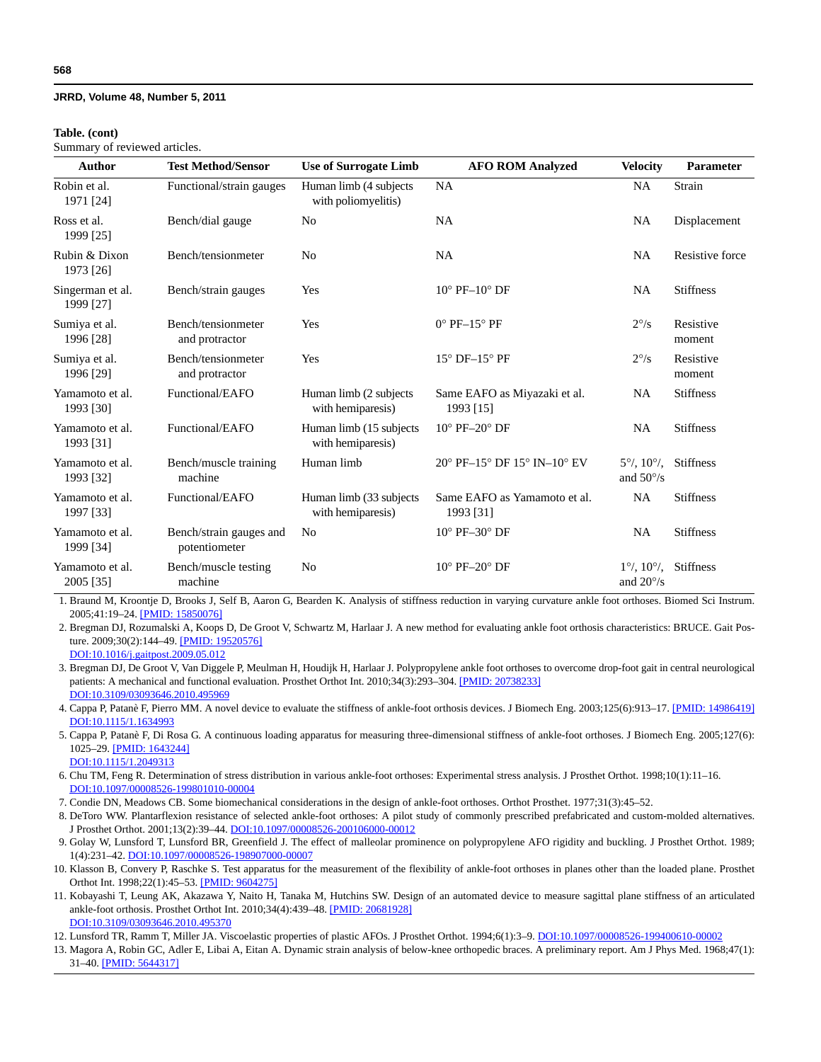**Table. (cont)**
Summary of reviewed articles.

| Author | Test Method/Sensor | Use of Surrogate Limb | AFO ROM Analyzed | Velocity | Parameter |
|---|---|---|---|---|---|
| Robin et al. 1971 [24] | Functional/strain gauges | Human limb (4 subjects with poliomyelitis) | NA | NA | Strain |
| Ross et al. 1999 [25] | Bench/dial gauge | No | NA | NA | Displacement |
| Rubin & Dixon 1973 [26] | Bench/tensionmeter | No | NA | NA | Resistive force |
| Singerman et al. 1999 [27] | Bench/strain gauges | Yes | 10° PF–10° DF | NA | Stiffness |
| Sumiya et al. 1996 [28] | Bench/tensionmeter and protractor | Yes | 0° PF–15° PF | 2°/s | Resistive moment |
| Sumiya et al. 1996 [29] | Bench/tensionmeter and protractor | Yes | 15° DF–15° PF | 2°/s | Resistive moment |
| Yamamoto et al. 1993 [30] | Functional/EAFO | Human limb (2 subjects with hemiparesis) | Same EAFO as Miyazaki et al. 1993 [15] | NA | Stiffness |
| Yamamoto et al. 1993 [31] | Functional/EAFO | Human limb (15 subjects with hemiparesis) | 10° PF–20° DF | NA | Stiffness |
| Yamamoto et al. 1993 [32] | Bench/muscle training machine | Human limb | 20° PF–15° DF 15° IN–10° EV | 5°/, 10°/, and 50°/s | Stiffness |
| Yamamoto et al. 1997 [33] | Functional/EAFO | Human limb (33 subjects with hemiparesis) | Same EAFO as Yamamoto et al. 1993 [31] | NA | Stiffness |
| Yamamoto et al. 1999 [34] | Bench/strain gauges and potentiometer | No | 10° PF–30° DF | NA | Stiffness |
| Yamamoto et al. 2005 [35] | Bench/muscle testing machine | No | 10° PF–20° DF | 1°/, 10°/, and 20°/s | Stiffness |

1. Braund M, Kroontje D, Brooks J, Self B, Aaron G, Bearden K. Analysis of stiffness reduction in varying curvature ankle foot orthoses. Biomed Sci Instrum. 2005;41:19–24. [PMID: 15850076]
2. Bregman DJ, Rozumalski A, Koops D, De Groot V, Schwartz M, Harlaar J. A new method for evaluating ankle foot orthosis characteristics: BRUCE. Gait Posture. 2009;30(2):144–49. [PMID: 19520576] DOI:10.1016/j.gaitpost.2009.05.012
3. Bregman DJ, De Groot V, Van Diggele P, Meulman H, Houdijk H, Harlaar J. Polypropylene ankle foot orthoses to overcome drop-foot gait in central neurological patients: A mechanical and functional evaluation. Prosthet Orthot Int. 2010;34(3):293–304. [PMID: 20738233] DOI:10.3109/03093646.2010.495969
4. Cappa P, Patanè F, Pierro MM. A novel device to evaluate the stiffness of ankle-foot orthosis devices. J Biomech Eng. 2003;125(6):913–17. [PMID: 14986419] DOI:10.1115/1.1634993
5. Cappa P, Patanè F, Di Rosa G. A continuous loading apparatus for measuring three-dimensional stiffness of ankle-foot orthoses. J Biomech Eng. 2005;127(6): 1025–29. [PMID: 1643244] DOI:10.1115/1.2049313
6. Chu TM, Feng R. Determination of stress distribution in various ankle-foot orthoses: Experimental stress analysis. J Prosthet Orthot. 1998;10(1):11–16. DOI:10.1097/00008526-199801010-00004
7. Condie DN, Meadows CB. Some biomechanical considerations in the design of ankle-foot orthoses. Orthot Prosthet. 1977;31(3):45–52.
8. DeToro WW. Plantarflexion resistance of selected ankle-foot orthoses: A pilot study of commonly prescribed prefabricated and custom-molded alternatives. J Prosthet Orthot. 2001;13(2):39–44. DOI:10.1097/00008526-200106000-00012
9. Golay W, Lunsford T, Lunsford BR, Greenfield J. The effect of malleolar prominence on polypropylene AFO rigidity and buckling. J Prosthet Orthot. 1989; 1(4):231–42. DOI:10.1097/00008526-198907000-00007
10. Klasson B, Convery P, Raschke S. Test apparatus for the measurement of the flexibility of ankle-foot orthoses in planes other than the loaded plane. Prosthet Orthot Int. 1998;22(1):45–53. [PMID: 9604275]
11. Kobayashi T, Leung AK, Akazawa Y, Naito H, Tanaka M, Hutchins SW. Design of an automated device to measure sagittal plane stiffness of an articulated ankle-foot orthosis. Prosthet Orthot Int. 2010;34(4):439–48. [PMID: 20681928] DOI:10.3109/03093646.2010.495370
12. Lunsford TR, Ramm T, Miller JA. Viscoelastic properties of plastic AFOs. J Prosthet Orthot. 1994;6(1):3–9. DOI:10.1097/00008526-199400610-00002
13. Magora A, Robin GC, Adler E, Libai A, Eitan A. Dynamic strain analysis of below-knee orthopedic braces. A preliminary report. Am J Phys Med. 1968;47(1): 31–40. [PMID: 5644317]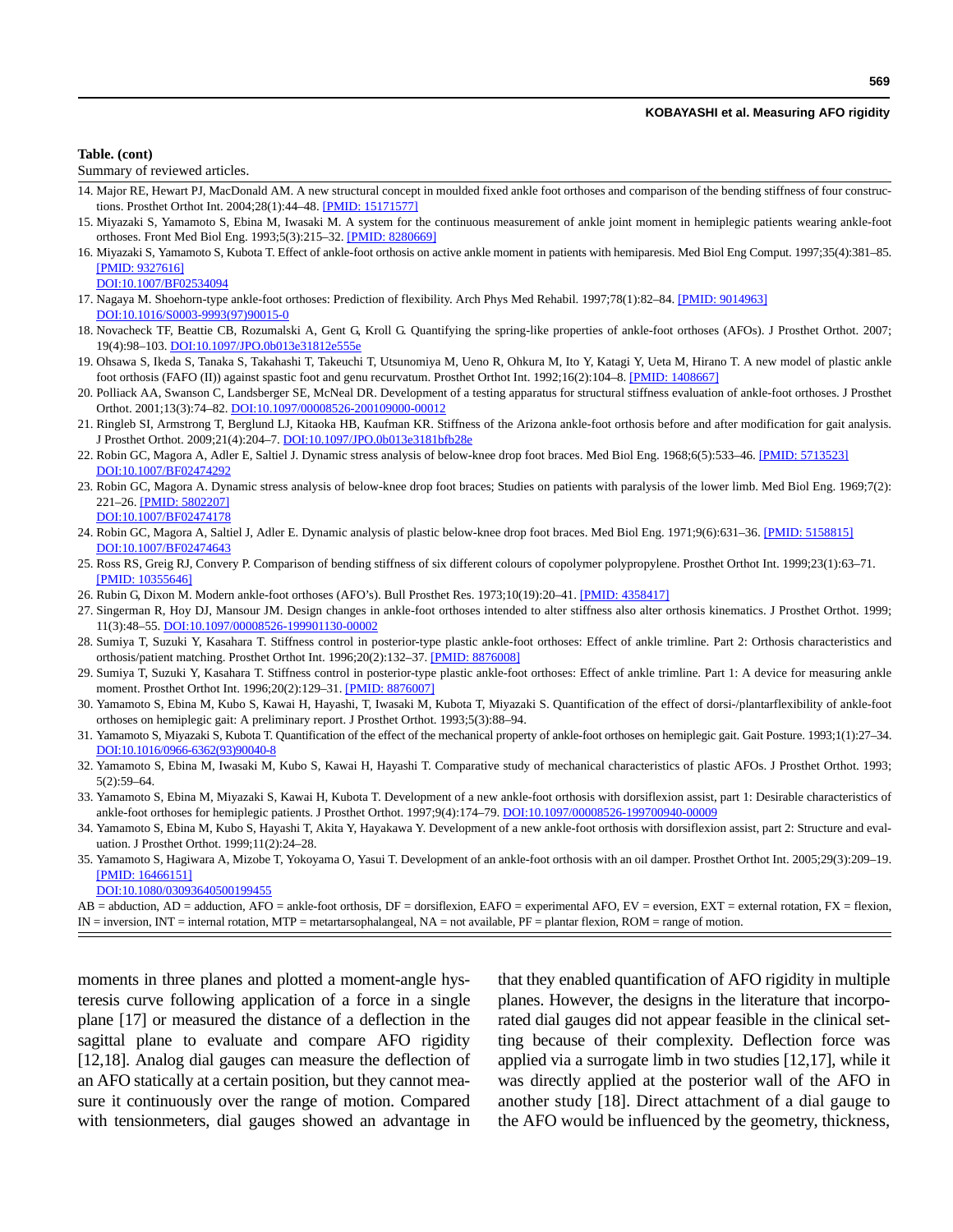**Table. (cont)**

Summary of reviewed articles.

14. Major RE, Hewart PJ, MacDonald AM. A new structural concept in moulded fixed ankle foot orthoses and comparison of the bending stiffness of four constructions. Prosthet Orthot Int. 2004;28(1):44–48. [PMID: 15171577]
15. Miyazaki S, Yamamoto S, Ebina M, Iwasaki M. A system for the continuous measurement of ankle joint moment in hemiplegic patients wearing ankle-foot orthoses. Front Med Biol Eng. 1993;5(3):215–32. [PMID: 8280669]
16. Miyazaki S, Yamamoto S, Kubota T. Effect of ankle-foot orthosis on active ankle moment in patients with hemiparesis. Med Biol Eng Comput. 1997;35(4):381–85. [PMID: 9327616] DOI:10.1007/BF02534094
17. Nagaya M. Shoehorn-type ankle-foot orthoses: Prediction of flexibility. Arch Phys Med Rehabil. 1997;78(1):82–84. [PMID: 9014963] DOI:10.1016/S0003-9993(97)90015-0
18. Novacheck TF, Beattie CB, Rozumalski A, Gent G, Kroll G. Quantifying the spring-like properties of ankle-foot orthoses (AFOs). J Prosthet Orthot. 2007; 19(4):98–103. DOI:10.1097/JPO.0b013e31812e555e
19. Ohsawa S, Ikeda S, Tanaka S, Takahashi T, Takeuchi T, Utsunomiya M, Ueno R, Ohkura M, Ito Y, Katagi Y, Ueta M, Hirano T. A new model of plastic ankle foot orthosis (FAFO (II)) against spastic foot and genu recurvatum. Prosthet Orthot Int. 1992;16(2):104–8. [PMID: 1408667]
20. Polliack AA, Swanson C, Landsberger SE, McNeal DR. Development of a testing apparatus for structural stiffness evaluation of ankle-foot orthoses. J Prosthet Orthot. 2001;13(3):74–82. DOI:10.1097/00008526-200109000-00012
21. Ringleb SI, Armstrong T, Berglund LJ, Kitaoka HB, Kaufman KR. Stiffness of the Arizona ankle-foot orthosis before and after modification for gait analysis. J Prosthet Orthot. 2009;21(4):204–7. DOI:10.1097/JPO.0b013e3181bfb28e
22. Robin GC, Magora A, Adler E, Saltiel J. Dynamic stress analysis of below-knee drop foot braces. Med Biol Eng. 1968;6(5):533–46. [PMID: 5713523] DOI:10.1007/BF02474292
23. Robin GC, Magora A. Dynamic stress analysis of below-knee drop foot braces; Studies on patients with paralysis of the lower limb. Med Biol Eng. 1969;7(2): 221–26. [PMID: 5802207] DOI:10.1007/BF02474178
24. Robin GC, Magora A, Saltiel J, Adler E. Dynamic analysis of plastic below-knee drop foot braces. Med Biol Eng. 1971;9(6):631–36. [PMID: 5158815] DOI:10.1007/BF02474643
25. Ross RS, Greig RJ, Convery P. Comparison of bending stiffness of six different colours of copolymer polypropylene. Prosthet Orthot Int. 1999;23(1):63–71. [PMID: 10355646]
26. Rubin G, Dixon M. Modern ankle-foot orthoses (AFO's). Bull Prosthet Res. 1973;10(19):20–41. [PMID: 4358417]
27. Singerman R, Hoy DJ, Mansour JM. Design changes in ankle-foot orthoses intended to alter stiffness also alter orthosis kinematics. J Prosthet Orthot. 1999; 11(3):48–55. DOI:10.1097/00008526-199901130-00002
28. Sumiya T, Suzuki Y, Kasahara T. Stiffness control in posterior-type plastic ankle-foot orthoses: Effect of ankle trimline. Part 2: Orthosis characteristics and orthosis/patient matching. Prosthet Orthot Int. 1996;20(2):132–37. [PMID: 8876008]
29. Sumiya T, Suzuki Y, Kasahara T. Stiffness control in posterior-type plastic ankle-foot orthoses: Effect of ankle trimline. Part 1: A device for measuring ankle moment. Prosthet Orthot Int. 1996;20(2):129–31. [PMID: 8876007]
30. Yamamoto S, Ebina M, Kubo S, Kawai H, Hayashi, T, Iwasaki M, Kubota T, Miyazaki S. Quantification of the effect of dorsi-/plantarflexibility of ankle-foot orthoses on hemiplegic gait: A preliminary report. J Prosthet Orthot. 1993;5(3):88–94.
31. Yamamoto S, Miyazaki S, Kubota T. Quantification of the effect of the mechanical property of ankle-foot orthoses on hemiplegic gait. Gait Posture. 1993;1(1):27–34. DOI:10.1016/0966-6362(93)90040-8
32. Yamamoto S, Ebina M, Iwasaki M, Kubo S, Kawai H, Hayashi T. Comparative study of mechanical characteristics of plastic AFOs. J Prosthet Orthot. 1993; 5(2):59–64.
33. Yamamoto S, Ebina M, Miyazaki S, Kawai H, Kubota T. Development of a new ankle-foot orthosis with dorsiflexion assist, part 1: Desirable characteristics of ankle-foot orthoses for hemiplegic patients. J Prosthet Orthot. 1997;9(4):174–79. DOI:10.1097/00008526-199700940-00009
34. Yamamoto S, Ebina M, Kubo S, Hayashi T, Akita Y, Hayakawa Y. Development of a new ankle-foot orthosis with dorsiflexion assist, part 2: Structure and evaluation. J Prosthet Orthot. 1999;11(2):24–28.
35. Yamamoto S, Hagiwara A, Mizobe T, Yokoyama O, Yasui T. Development of an ankle-foot orthosis with an oil damper. Prosthet Orthot Int. 2005;29(3):209–19. [PMID: 16466151] DOI:10.1080/03093640500199455

AB = abduction, AD = adduction, AFO = ankle-foot orthosis, DF = dorsiflexion, EAFO = experimental AFO, EV = eversion, EXT = external rotation, FX = flexion, IN = inversion, INT = internal rotation, MTP = metatarsophalangeal, NA = not available, PF = plantar flexion, ROM = range of motion.

moments in three planes and plotted a moment-angle hysteresis curve following application of a force in a single plane [17] or measured the distance of a deflection in the sagittal plane to evaluate and compare AFO rigidity [12,18]. Analog dial gauges can measure the deflection of an AFO statically at a certain position, but they cannot measure it continuously over the range of motion. Compared with tensionmeters, dial gauges showed an advantage in that they enabled quantification of AFO rigidity in multiple planes. However, the designs in the literature that incorporated dial gauges did not appear feasible in the clinical setting because of their complexity. Deflection force was applied via a surrogate limb in two studies [12,17], while it was directly applied at the posterior wall of the AFO in another study [18]. Direct attachment of a dial gauge to the AFO would be influenced by the geometry, thickness,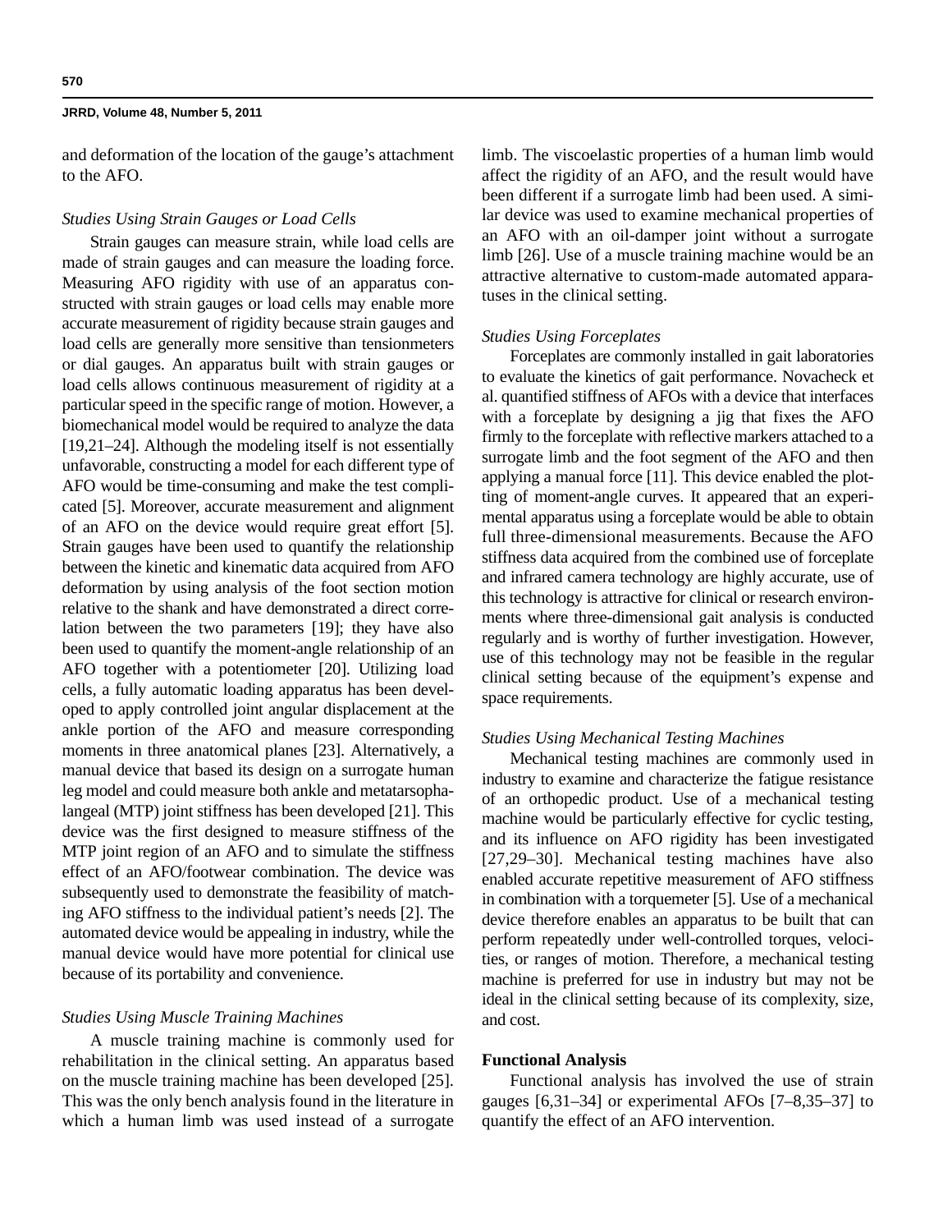and deformation of the location of the gauge's attachment to the AFO.

*Studies Using Strain Gauges or Load Cells*

Strain gauges can measure strain, while load cells are made of strain gauges and can measure the loading force. Measuring AFO rigidity with use of an apparatus constructed with strain gauges or load cells may enable more accurate measurement of rigidity because strain gauges and load cells are generally more sensitive than tensionmeters or dial gauges. An apparatus built with strain gauges or load cells allows continuous measurement of rigidity at a particular speed in the specific range of motion. However, a biomechanical model would be required to analyze the data [19,21–24]. Although the modeling itself is not essentially unfavorable, constructing a model for each different type of AFO would be time-consuming and make the test complicated [5]. Moreover, accurate measurement and alignment of an AFO on the device would require great effort [5]. Strain gauges have been used to quantify the relationship between the kinetic and kinematic data acquired from AFO deformation by using analysis of the foot section motion relative to the shank and have demonstrated a direct correlation between the two parameters [19]; they have also been used to quantify the moment-angle relationship of an AFO together with a potentiometer [20]. Utilizing load cells, a fully automatic loading apparatus has been developed to apply controlled joint angular displacement at the ankle portion of the AFO and measure corresponding moments in three anatomical planes [23]. Alternatively, a manual device that based its design on a surrogate human leg model and could measure both ankle and metatarsophalangeal (MTP) joint stiffness has been developed [21]. This device was the first designed to measure stiffness of the MTP joint region of an AFO and to simulate the stiffness effect of an AFO/footwear combination. The device was subsequently used to demonstrate the feasibility of matching AFO stiffness to the individual patient's needs [2]. The automated device would be appealing in industry, while the manual device would have more potential for clinical use because of its portability and convenience.

*Studies Using Muscle Training Machines*

A muscle training machine is commonly used for rehabilitation in the clinical setting. An apparatus based on the muscle training machine has been developed [25]. This was the only bench analysis found in the literature in which a human limb was used instead of a surrogate limb. The viscoelastic properties of a human limb would affect the rigidity of an AFO, and the result would have been different if a surrogate limb had been used. A similar device was used to examine mechanical properties of an AFO with an oil-damper joint without a surrogate limb [26]. Use of a muscle training machine would be an attractive alternative to custom-made automated apparatuses in the clinical setting.

*Studies Using Forceplates*

Forceplates are commonly installed in gait laboratories to evaluate the kinetics of gait performance. Novacheck et al. quantified stiffness of AFOs with a device that interfaces with a forceplate by designing a jig that fixes the AFO firmly to the forceplate with reflective markers attached to a surrogate limb and the foot segment of the AFO and then applying a manual force [11]. This device enabled the plotting of moment-angle curves. It appeared that an experimental apparatus using a forceplate would be able to obtain full three-dimensional measurements. Because the AFO stiffness data acquired from the combined use of forceplate and infrared camera technology are highly accurate, use of this technology is attractive for clinical or research environments where three-dimensional gait analysis is conducted regularly and is worthy of further investigation. However, use of this technology may not be feasible in the regular clinical setting because of the equipment's expense and space requirements.

*Studies Using Mechanical Testing Machines*

Mechanical testing machines are commonly used in industry to examine and characterize the fatigue resistance of an orthopedic product. Use of a mechanical testing machine would be particularly effective for cyclic testing, and its influence on AFO rigidity has been investigated [27,29–30]. Mechanical testing machines have also enabled accurate repetitive measurement of AFO stiffness in combination with a torquemeter [5]. Use of a mechanical device therefore enables an apparatus to be built that can perform repeatedly under well-controlled torques, velocities, or ranges of motion. Therefore, a mechanical testing machine is preferred for use in industry but may not be ideal in the clinical setting because of its complexity, size, and cost.

**Functional Analysis**

Functional analysis has involved the use of strain gauges [6,31–34] or experimental AFOs [7–8,35–37] to quantify the effect of an AFO intervention.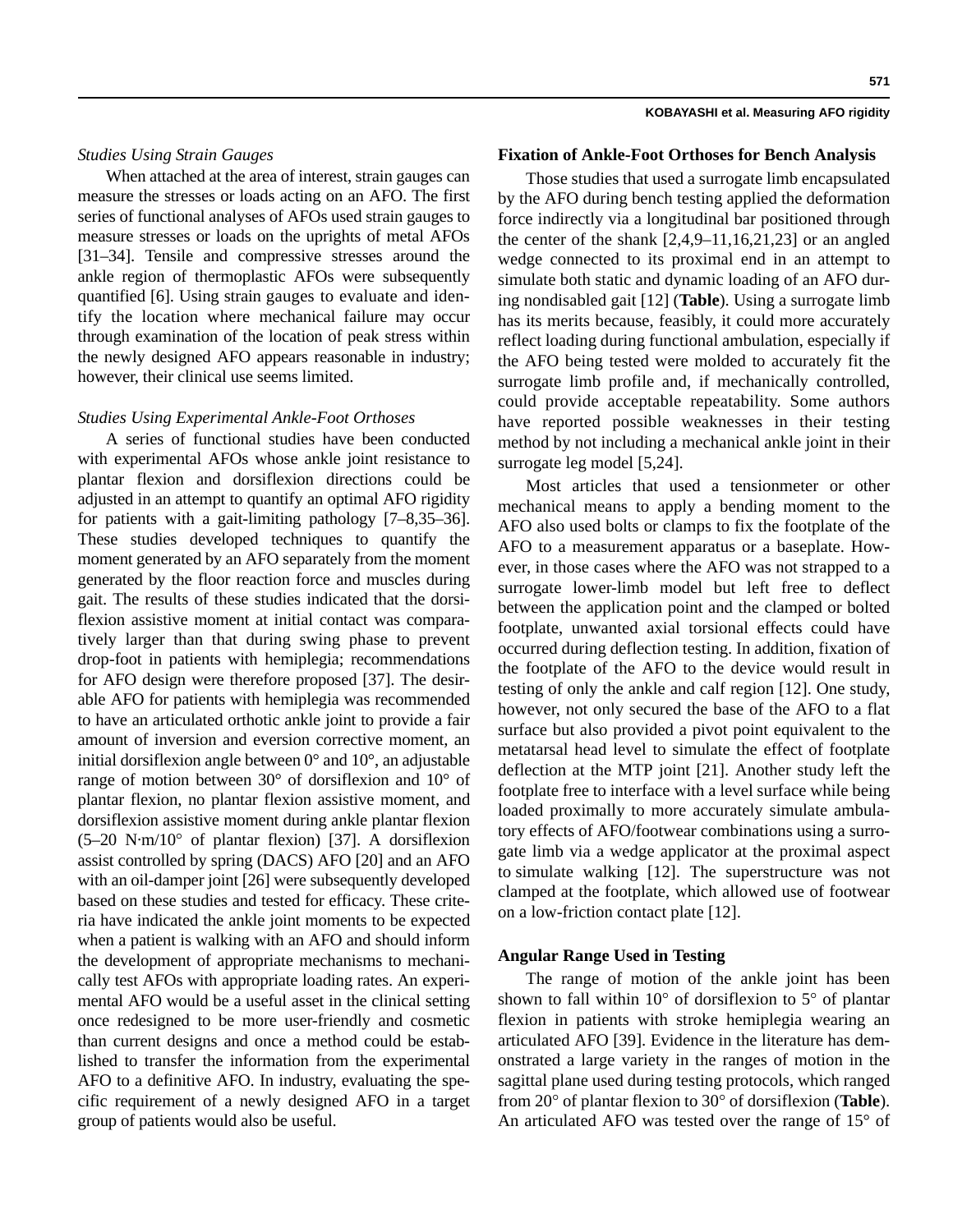*Studies Using Strain Gauges*

When attached at the area of interest, strain gauges can measure the stresses or loads acting on an AFO. The first series of functional analyses of AFOs used strain gauges to measure stresses or loads on the uprights of metal AFOs [31–34]. Tensile and compressive stresses around the ankle region of thermoplastic AFOs were subsequently quantified [6]. Using strain gauges to evaluate and identify the location where mechanical failure may occur through examination of the location of peak stress within the newly designed AFO appears reasonable in industry; however, their clinical use seems limited.

*Studies Using Experimental Ankle-Foot Orthoses*

A series of functional studies have been conducted with experimental AFOs whose ankle joint resistance to plantar flexion and dorsiflexion directions could be adjusted in an attempt to quantify an optimal AFO rigidity for patients with a gait-limiting pathology [7–8,35–36]. These studies developed techniques to quantify the moment generated by an AFO separately from the moment generated by the floor reaction force and muscles during gait. The results of these studies indicated that the dorsiflexion assistive moment at initial contact was comparatively larger than that during swing phase to prevent drop-foot in patients with hemiplegia; recommendations for AFO design were therefore proposed [37]. The desirable AFO for patients with hemiplegia was recommended to have an articulated orthotic ankle joint to provide a fair amount of inversion and eversion corrective moment, an initial dorsiflexion angle between 0° and 10°, an adjustable range of motion between 30° of dorsiflexion and 10° of plantar flexion, no plantar flexion assistive moment, and dorsiflexion assistive moment during ankle plantar flexion (5–20 N·m/10° of plantar flexion) [37]. A dorsiflexion assist controlled by spring (DACS) AFO [20] and an AFO with an oil-damper joint [26] were subsequently developed based on these studies and tested for efficacy. These criteria have indicated the ankle joint moments to be expected when a patient is walking with an AFO and should inform the development of appropriate mechanisms to mechanically test AFOs with appropriate loading rates. An experimental AFO would be a useful asset in the clinical setting once redesigned to be more user-friendly and cosmetic than current designs and once a method could be established to transfer the information from the experimental AFO to a definitive AFO. In industry, evaluating the specific requirement of a newly designed AFO in a target group of patients would also be useful.

**Fixation of Ankle-Foot Orthoses for Bench Analysis**

Those studies that used a surrogate limb encapsulated by the AFO during bench testing applied the deformation force indirectly via a longitudinal bar positioned through the center of the shank [2,4,9–11,16,21,23] or an angled wedge connected to its proximal end in an attempt to simulate both static and dynamic loading of an AFO during nondisabled gait [12] (**Table**). Using a surrogate limb has its merits because, feasibly, it could more accurately reflect loading during functional ambulation, especially if the AFO being tested were molded to accurately fit the surrogate limb profile and, if mechanically controlled, could provide acceptable repeatability. Some authors have reported possible weaknesses in their testing method by not including a mechanical ankle joint in their surrogate leg model [5,24].

Most articles that used a tensionmeter or other mechanical means to apply a bending moment to the AFO also used bolts or clamps to fix the footplate of the AFO to a measurement apparatus or a baseplate. However, in those cases where the AFO was not strapped to a surrogate lower-limb model but left free to deflect between the application point and the clamped or bolted footplate, unwanted axial torsional effects could have occurred during deflection testing. In addition, fixation of the footplate of the AFO to the device would result in testing of only the ankle and calf region [12]. One study, however, not only secured the base of the AFO to a flat surface but also provided a pivot point equivalent to the metatarsal head level to simulate the effect of footplate deflection at the MTP joint [21]. Another study left the footplate free to interface with a level surface while being loaded proximally to more accurately simulate ambulatory effects of AFO/footwear combinations using a surrogate limb via a wedge applicator at the proximal aspect to simulate walking [12]. The superstructure was not clamped at the footplate, which allowed use of footwear on a low-friction contact plate [12].

**Angular Range Used in Testing**

The range of motion of the ankle joint has been shown to fall within 10° of dorsiflexion to 5° of plantar flexion in patients with stroke hemiplegia wearing an articulated AFO [39]. Evidence in the literature has demonstrated a large variety in the ranges of motion in the sagittal plane used during testing protocols, which ranged from 20° of plantar flexion to 30° of dorsiflexion (**Table**). An articulated AFO was tested over the range of 15° of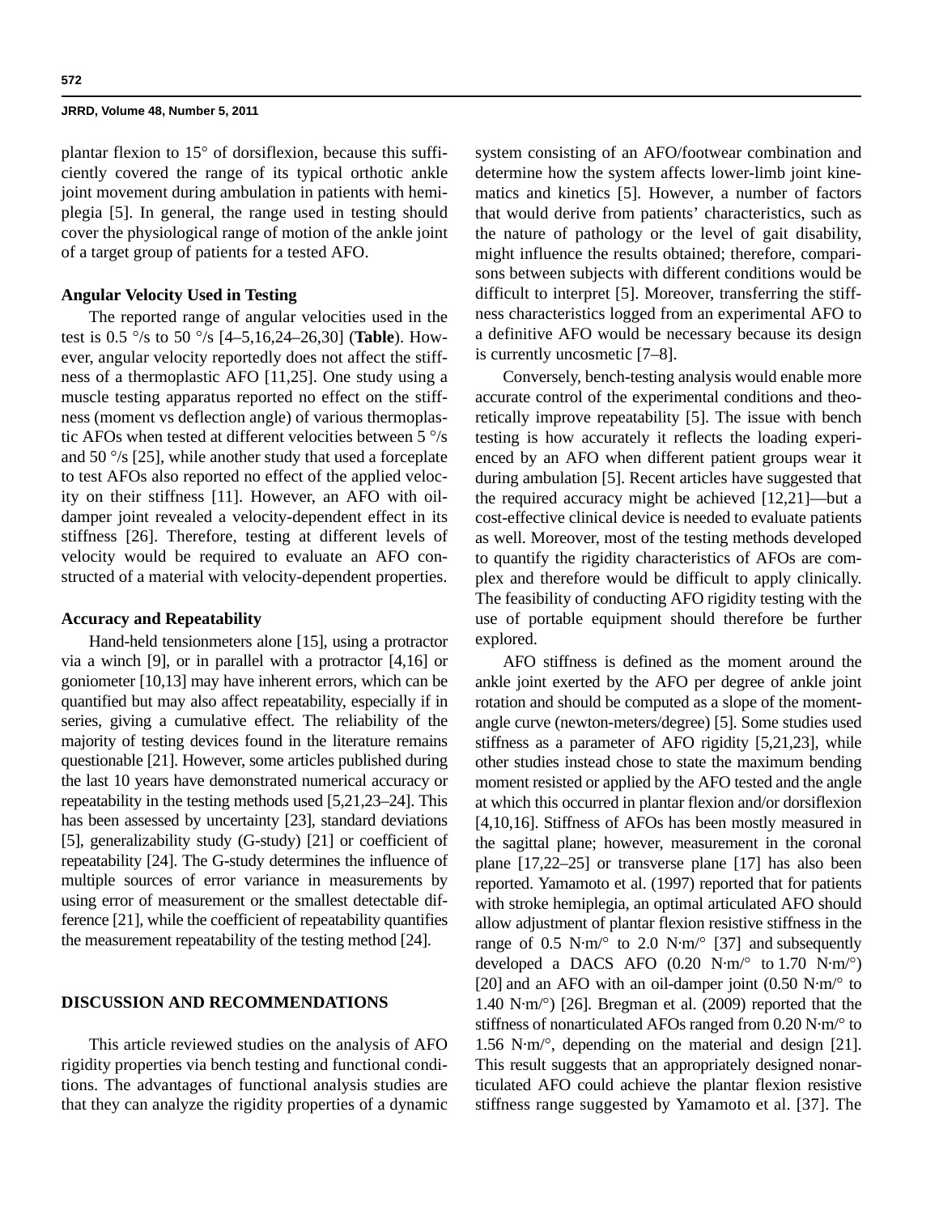plantar flexion to 15° of dorsiflexion, because this sufficiently covered the range of its typical orthotic ankle joint movement during ambulation in patients with hemiplegia [5]. In general, the range used in testing should cover the physiological range of motion of the ankle joint of a target group of patients for a tested AFO.

### Angular Velocity Used in Testing

The reported range of angular velocities used in the test is 0.5 °/s to 50 °/s [4–5,16,24–26,30] (**Table**). However, angular velocity reportedly does not affect the stiffness of a thermoplastic AFO [11,25]. One study using a muscle testing apparatus reported no effect on the stiffness (moment vs deflection angle) of various thermoplastic AFOs when tested at different velocities between 5 °/s and 50 °/s [25], while another study that used a forceplate to test AFOs also reported no effect of the applied velocity on their stiffness [11]. However, an AFO with oil-damper joint revealed a velocity-dependent effect in its stiffness [26]. Therefore, testing at different levels of velocity would be required to evaluate an AFO constructed of a material with velocity-dependent properties.

### Accuracy and Repeatability

Hand-held tensionmeters alone [15], using a protractor via a winch [9], or in parallel with a protractor [4,16] or goniometer [10,13] may have inherent errors, which can be quantified but may also affect repeatability, especially if in series, giving a cumulative effect. The reliability of the majority of testing devices found in the literature remains questionable [21]. However, some articles published during the last 10 years have demonstrated numerical accuracy or repeatability in the testing methods used [5,21,23–24]. This has been assessed by uncertainty [23], standard deviations [5], generalizability study (G-study) [21] or coefficient of repeatability [24]. The G-study determines the influence of multiple sources of error variance in measurements by using error of measurement or the smallest detectable difference [21], while the coefficient of repeatability quantifies the measurement repeatability of the testing method [24].

## DISCUSSION AND RECOMMENDATIONS

This article reviewed studies on the analysis of AFO rigidity properties via bench testing and functional conditions. The advantages of functional analysis studies are that they can analyze the rigidity properties of a dynamic system consisting of an AFO/footwear combination and determine how the system affects lower-limb joint kinematics and kinetics [5]. However, a number of factors that would derive from patients' characteristics, such as the nature of pathology or the level of gait disability, might influence the results obtained; therefore, comparisons between subjects with different conditions would be difficult to interpret [5]. Moreover, transferring the stiffness characteristics logged from an experimental AFO to a definitive AFO would be necessary because its design is currently uncosmetic [7–8].

Conversely, bench-testing analysis would enable more accurate control of the experimental conditions and theoretically improve repeatability [5]. The issue with bench testing is how accurately it reflects the loading experienced by an AFO when different patient groups wear it during ambulation [5]. Recent articles have suggested that the required accuracy might be achieved [12,21]—but a cost-effective clinical device is needed to evaluate patients as well. Moreover, most of the testing methods developed to quantify the rigidity characteristics of AFOs are complex and therefore would be difficult to apply clinically. The feasibility of conducting AFO rigidity testing with the use of portable equipment should therefore be further explored.

AFO stiffness is defined as the moment around the ankle joint exerted by the AFO per degree of ankle joint rotation and should be computed as a slope of the moment-angle curve (newton-meters/degree) [5]. Some studies used stiffness as a parameter of AFO rigidity [5,21,23], while other studies instead chose to state the maximum bending moment resisted or applied by the AFO tested and the angle at which this occurred in plantar flexion and/or dorsiflexion [4,10,16]. Stiffness of AFOs has been mostly measured in the sagittal plane; however, measurement in the coronal plane [17,22–25] or transverse plane [17] has also been reported. Yamamoto et al. (1997) reported that for patients with stroke hemiplegia, an optimal articulated AFO should allow adjustment of plantar flexion resistive stiffness in the range of 0.5 N·m/° to 2.0 N·m/° [37] and subsequently developed a DACS AFO (0.20 N·m/° to 1.70 N·m/°) [20] and an AFO with an oil-damper joint (0.50 N·m/° to 1.40 N·m/°) [26]. Bregman et al. (2009) reported that the stiffness of nonarticulated AFOs ranged from 0.20 N·m/° to 1.56 N·m/°, depending on the material and design [21]. This result suggests that an appropriately designed nonarticulated AFO could achieve the plantar flexion resistive stiffness range suggested by Yamamoto et al. [37]. The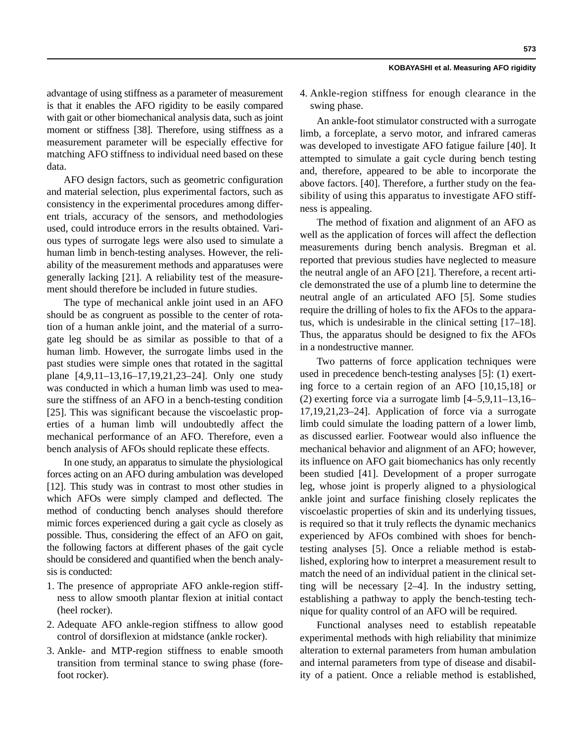advantage of using stiffness as a parameter of measurement is that it enables the AFO rigidity to be easily compared with gait or other biomechanical analysis data, such as joint moment or stiffness [38]. Therefore, using stiffness as a measurement parameter will be especially effective for matching AFO stiffness to individual need based on these data.

AFO design factors, such as geometric configuration and material selection, plus experimental factors, such as consistency in the experimental procedures among different trials, accuracy of the sensors, and methodologies used, could introduce errors in the results obtained. Various types of surrogate legs were also used to simulate a human limb in bench-testing analyses. However, the reliability of the measurement methods and apparatuses were generally lacking [21]. A reliability test of the measurement should therefore be included in future studies.

The type of mechanical ankle joint used in an AFO should be as congruent as possible to the center of rotation of a human ankle joint, and the material of a surrogate leg should be as similar as possible to that of a human limb. However, the surrogate limbs used in the past studies were simple ones that rotated in the sagittal plane [4,9,11–13,16–17,19,21,23–24]. Only one study was conducted in which a human limb was used to measure the stiffness of an AFO in a bench-testing condition [25]. This was significant because the viscoelastic properties of a human limb will undoubtedly affect the mechanical performance of an AFO. Therefore, even a bench analysis of AFOs should replicate these effects.

In one study, an apparatus to simulate the physiological forces acting on an AFO during ambulation was developed [12]. This study was in contrast to most other studies in which AFOs were simply clamped and deflected. The method of conducting bench analyses should therefore mimic forces experienced during a gait cycle as closely as possible. Thus, considering the effect of an AFO on gait, the following factors at different phases of the gait cycle should be considered and quantified when the bench analysis is conducted:

1. The presence of appropriate AFO ankle-region stiffness to allow smooth plantar flexion at initial contact (heel rocker).
2. Adequate AFO ankle-region stiffness to allow good control of dorsiflexion at midstance (ankle rocker).
3. Ankle- and MTP-region stiffness to enable smooth transition from terminal stance to swing phase (forefoot rocker).
4. Ankle-region stiffness for enough clearance in the swing phase.

An ankle-foot stimulator constructed with a surrogate limb, a forceplate, a servo motor, and infrared cameras was developed to investigate AFO fatigue failure [40]. It attempted to simulate a gait cycle during bench testing and, therefore, appeared to be able to incorporate the above factors. [40]. Therefore, a further study on the feasibility of using this apparatus to investigate AFO stiffness is appealing.

The method of fixation and alignment of an AFO as well as the application of forces will affect the deflection measurements during bench analysis. Bregman et al. reported that previous studies have neglected to measure the neutral angle of an AFO [21]. Therefore, a recent article demonstrated the use of a plumb line to determine the neutral angle of an articulated AFO [5]. Some studies require the drilling of holes to fix the AFOs to the apparatus, which is undesirable in the clinical setting [17–18]. Thus, the apparatus should be designed to fix the AFOs in a nondestructive manner.

Two patterns of force application techniques were used in precedence bench-testing analyses [5]: (1) exerting force to a certain region of an AFO [10,15,18] or (2) exerting force via a surrogate limb [4–5,9,11–13,16–17,19,21,23–24]. Application of force via a surrogate limb could simulate the loading pattern of a lower limb, as discussed earlier. Footwear would also influence the mechanical behavior and alignment of an AFO; however, its influence on AFO gait biomechanics has only recently been studied [41]. Development of a proper surrogate leg, whose joint is properly aligned to a physiological ankle joint and surface finishing closely replicates the viscoelastic properties of skin and its underlying tissues, is required so that it truly reflects the dynamic mechanics experienced by AFOs combined with shoes for bench-testing analyses [5]. Once a reliable method is established, exploring how to interpret a measurement result to match the need of an individual patient in the clinical setting will be necessary [2–4]. In the industry setting, establishing a pathway to apply the bench-testing technique for quality control of an AFO will be required.

Functional analyses need to establish repeatable experimental methods with high reliability that minimize alteration to external parameters from human ambulation and internal parameters from type of disease and disability of a patient. Once a reliable method is established,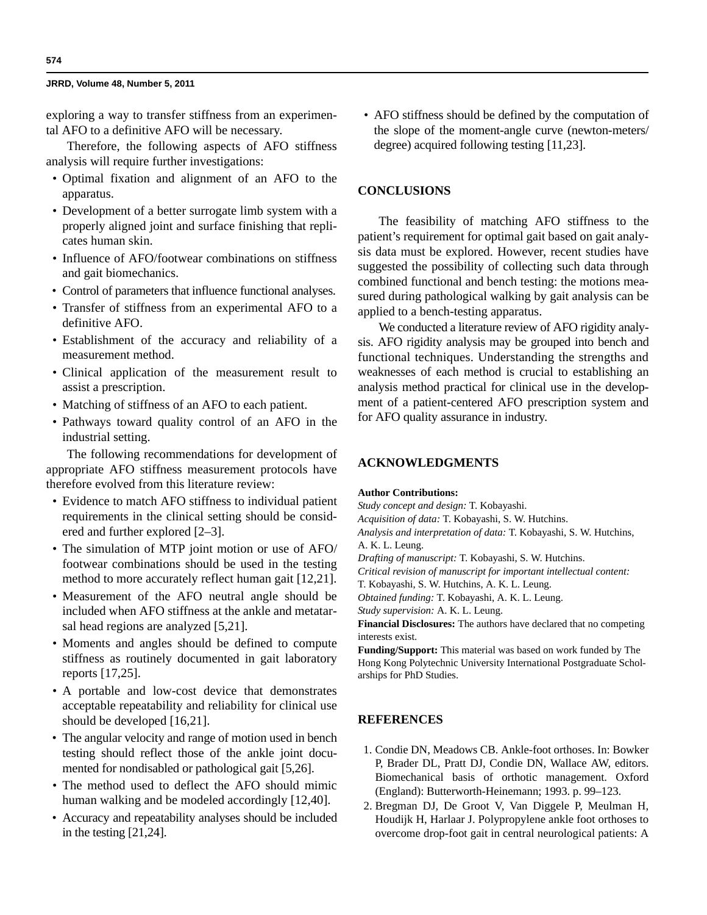exploring a way to transfer stiffness from an experimental AFO to a definitive AFO will be necessary.

Therefore, the following aspects of AFO stiffness analysis will require further investigations:

- Optimal fixation and alignment of an AFO to the apparatus.
- Development of a better surrogate limb system with a properly aligned joint and surface finishing that replicates human skin.
- Influence of AFO/footwear combinations on stiffness and gait biomechanics.
- Control of parameters that influence functional analyses.
- Transfer of stiffness from an experimental AFO to a definitive AFO.
- Establishment of the accuracy and reliability of a measurement method.
- Clinical application of the measurement result to assist a prescription.
- Matching of stiffness of an AFO to each patient.
- Pathways toward quality control of an AFO in the industrial setting.

The following recommendations for development of appropriate AFO stiffness measurement protocols have therefore evolved from this literature review:

- Evidence to match AFO stiffness to individual patient requirements in the clinical setting should be considered and further explored [2–3].
- The simulation of MTP joint motion or use of AFO/footwear combinations should be used in the testing method to more accurately reflect human gait [12,21].
- Measurement of the AFO neutral angle should be included when AFO stiffness at the ankle and metatarsal head regions are analyzed [5,21].
- Moments and angles should be defined to compute stiffness as routinely documented in gait laboratory reports [17,25].
- A portable and low-cost device that demonstrates acceptable repeatability and reliability for clinical use should be developed [16,21].
- The angular velocity and range of motion used in bench testing should reflect those of the ankle joint documented for nondisabled or pathological gait [5,26].
- The method used to deflect the AFO should mimic human walking and be modeled accordingly [12,40].
- Accuracy and repeatability analyses should be included in the testing [21,24].
- AFO stiffness should be defined by the computation of the slope of the moment-angle curve (newton-meters/degree) acquired following testing [11,23].

## CONCLUSIONS

The feasibility of matching AFO stiffness to the patient's requirement for optimal gait based on gait analysis data must be explored. However, recent studies have suggested the possibility of collecting such data through combined functional and bench testing: the motions measured during pathological walking by gait analysis can be applied to a bench-testing apparatus.

We conducted a literature review of AFO rigidity analysis. AFO rigidity analysis may be grouped into bench and functional techniques. Understanding the strengths and weaknesses of each method is crucial to establishing an analysis method practical for clinical use in the development of a patient-centered AFO prescription system and for AFO quality assurance in industry.

## ACKNOWLEDGMENTS

**Author Contributions:**
*Study concept and design:* T. Kobayashi.
*Acquisition of data:* T. Kobayashi, S. W. Hutchins.
*Analysis and interpretation of data:* T. Kobayashi, S. W. Hutchins, A. K. L. Leung.
*Drafting of manuscript:* T. Kobayashi, S. W. Hutchins.
*Critical revision of manuscript for important intellectual content:* T. Kobayashi, S. W. Hutchins, A. K. L. Leung.
*Obtained funding:* T. Kobayashi, A. K. L. Leung.
*Study supervision:* A. K. L. Leung.
**Financial Disclosures:** The authors have declared that no competing interests exist.
**Funding/Support:** This material was based on work funded by The Hong Kong Polytechnic University International Postgraduate Scholarships for PhD Studies.

## REFERENCES

1. Condie DN, Meadows CB. Ankle-foot orthoses. In: Bowker P, Brader DL, Pratt DJ, Condie DN, Wallace AW, editors. Biomechanical basis of orthotic management. Oxford (England): Butterworth-Heinemann; 1993. p. 99–123.
2. Bregman DJ, De Groot V, Van Diggele P, Meulman H, Houdijk H, Harlaar J. Polypropylene ankle foot orthoses to overcome drop-foot gait in central neurological patients: A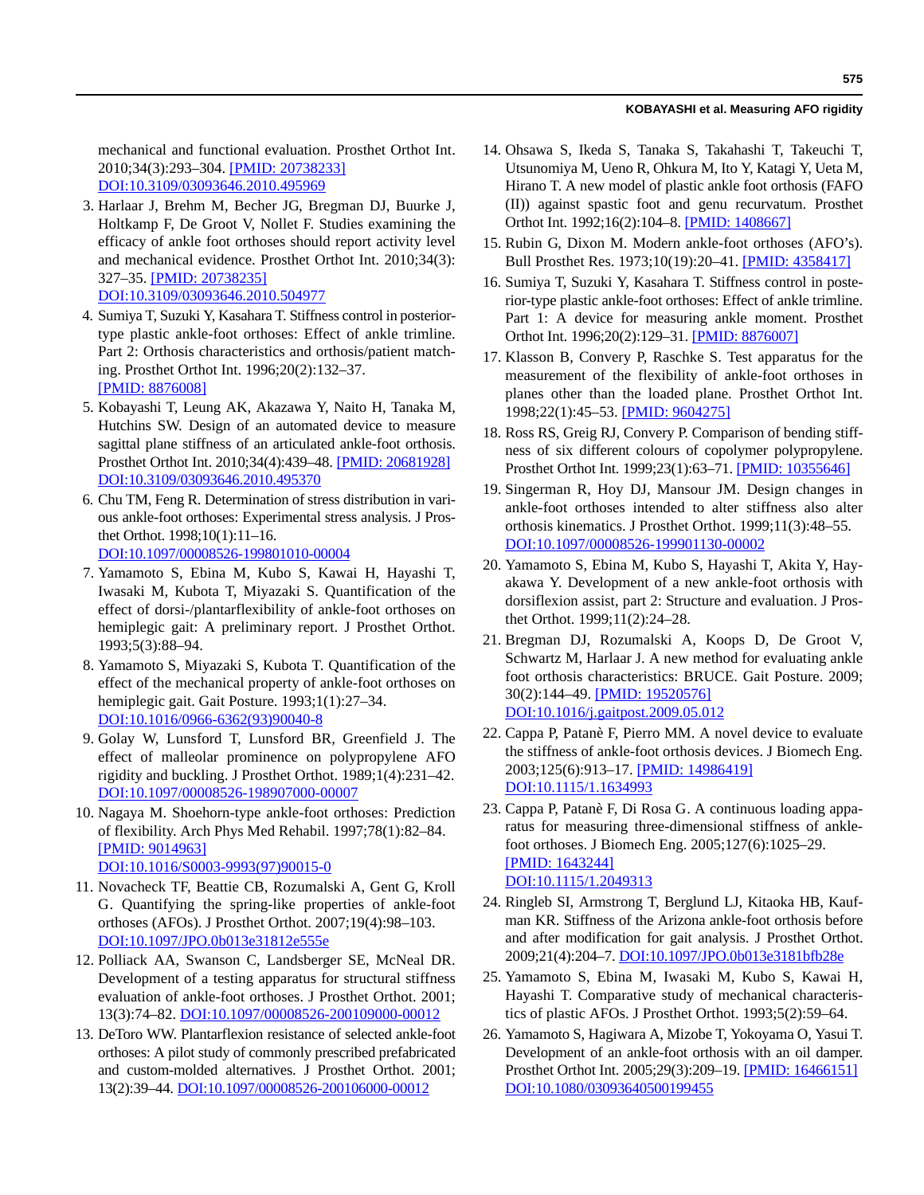mechanical and functional evaluation. Prosthet Orthot Int. 2010;34(3):293–304. [PMID: 20738233] DOI:10.3109/03093646.2010.495969

3. Harlaar J, Brehm M, Becher JG, Bregman DJ, Buurke J, Holtkamp F, De Groot V, Nollet F. Studies examining the efficacy of ankle foot orthoses should report activity level and mechanical evidence. Prosthet Orthot Int. 2010;34(3): 327–35. [PMID: 20738235] DOI:10.3109/03093646.2010.504977

4. Sumiya T, Suzuki Y, Kasahara T. Stiffness control in posterior-type plastic ankle-foot orthoses: Effect of ankle trimline. Part 2: Orthosis characteristics and orthosis/patient matching. Prosthet Orthot Int. 1996;20(2):132–37. [PMID: 8876008]

5. Kobayashi T, Leung AK, Akazawa Y, Naito H, Tanaka M, Hutchins SW. Design of an automated device to measure sagittal plane stiffness of an articulated ankle-foot orthosis. Prosthet Orthot Int. 2010;34(4):439–48. [PMID: 20681928] DOI:10.3109/03093646.2010.495370

6. Chu TM, Feng R. Determination of stress distribution in various ankle-foot orthoses: Experimental stress analysis. J Prosthet Orthot. 1998;10(1):11–16. DOI:10.1097/00008526-199801010-00004

7. Yamamoto S, Ebina M, Kubo S, Kawai H, Hayashi T, Iwasaki M, Kubota T, Miyazaki S. Quantification of the effect of dorsi-/plantarflexibility of ankle-foot orthoses on hemiplegic gait: A preliminary report. J Prosthet Orthot. 1993;5(3):88–94.

8. Yamamoto S, Miyazaki S, Kubota T. Quantification of the effect of the mechanical property of ankle-foot orthoses on hemiplegic gait. Gait Posture. 1993;1(1):27–34. DOI:10.1016/0966-6362(93)90040-8

9. Golay W, Lunsford T, Lunsford BR, Greenfield J. The effect of malleolar prominence on polypropylene AFO rigidity and buckling. J Prosthet Orthot. 1989;1(4):231–42. DOI:10.1097/00008526-198907000-00007

10. Nagaya M. Shoehorn-type ankle-foot orthoses: Prediction of flexibility. Arch Phys Med Rehabil. 1997;78(1):82–84. [PMID: 9014963] DOI:10.1016/S0003-9993(97)90015-0

11. Novacheck TF, Beattie CB, Rozumalski A, Gent G, Kroll G. Quantifying the spring-like properties of ankle-foot orthoses (AFOs). J Prosthet Orthot. 2007;19(4):98–103. DOI:10.1097/JPO.0b013e31812e555e

12. Polliack AA, Swanson C, Landsberger SE, McNeal DR. Development of a testing apparatus for structural stiffness evaluation of ankle-foot orthoses. J Prosthet Orthot. 2001; 13(3):74–82. DOI:10.1097/00008526-200109000-00012

13. DeToro WW. Plantarflexion resistance of selected ankle-foot orthoses: A pilot study of commonly prescribed prefabricated and custom-molded alternatives. J Prosthet Orthot. 2001; 13(2):39–44. DOI:10.1097/00008526-200106000-00012

14. Ohsawa S, Ikeda S, Tanaka S, Takahashi T, Takeuchi T, Utsunomiya M, Ueno R, Ohkura M, Ito Y, Katagi Y, Ueta M, Hirano T. A new model of plastic ankle foot orthosis (FAFO (II)) against spastic foot and genu recurvatum. Prosthet Orthot Int. 1992;16(2):104–8. [PMID: 1408667]

15. Rubin G, Dixon M. Modern ankle-foot orthoses (AFO's). Bull Prosthet Res. 1973;10(19):20–41. [PMID: 4358417]

16. Sumiya T, Suzuki Y, Kasahara T. Stiffness control in posterior-type plastic ankle-foot orthoses: Effect of ankle trimline. Part 1: A device for measuring ankle moment. Prosthet Orthot Int. 1996;20(2):129–31. [PMID: 8876007]

17. Klasson B, Convery P, Raschke S. Test apparatus for the measurement of the flexibility of ankle-foot orthoses in planes other than the loaded plane. Prosthet Orthot Int. 1998;22(1):45–53. [PMID: 9604275]

18. Ross RS, Greig RJ, Convery P. Comparison of bending stiffness of six different colours of copolymer polypropylene. Prosthet Orthot Int. 1999;23(1):63–71. [PMID: 10355646]

19. Singerman R, Hoy DJ, Mansour JM. Design changes in ankle-foot orthoses intended to alter stiffness also alter orthosis kinematics. J Prosthet Orthot. 1999;11(3):48–55. DOI:10.1097/00008526-199901130-00002

20. Yamamoto S, Ebina M, Kubo S, Hayashi T, Akita Y, Hayakawa Y. Development of a new ankle-foot orthosis with dorsiflexion assist, part 2: Structure and evaluation. J Prosthet Orthot. 1999;11(2):24–28.

21. Bregman DJ, Rozumalski A, Koops D, De Groot V, Schwartz M, Harlaar J. A new method for evaluating ankle foot orthosis characteristics: BRUCE. Gait Posture. 2009; 30(2):144–49. [PMID: 19520576] DOI:10.1016/j.gaitpost.2009.05.012

22. Cappa P, Patanè F, Pierro MM. A novel device to evaluate the stiffness of ankle-foot orthosis devices. J Biomech Eng. 2003;125(6):913–17. [PMID: 14986419] DOI:10.1115/1.1634993

23. Cappa P, Patanè F, Di Rosa G. A continuous loading apparatus for measuring three-dimensional stiffness of ankle-foot orthoses. J Biomech Eng. 2005;127(6):1025–29. [PMID: 1643244] DOI:10.1115/1.2049313

24. Ringleb SI, Armstrong T, Berglund LJ, Kitaoka HB, Kaufman KR. Stiffness of the Arizona ankle-foot orthosis before and after modification for gait analysis. J Prosthet Orthot. 2009;21(4):204–7. DOI:10.1097/JPO.0b013e3181bfb28e

25. Yamamoto S, Ebina M, Iwasaki M, Kubo S, Kawai H, Hayashi T. Comparative study of mechanical characteristics of plastic AFOs. J Prosthet Orthot. 1993;5(2):59–64.

26. Yamamoto S, Hagiwara A, Mizobe T, Yokoyama O, Yasui T. Development of an ankle-foot orthosis with an oil damper. Prosthet Orthot Int. 2005;29(3):209–19. [PMID: 16466151] DOI:10.1080/03093640500199455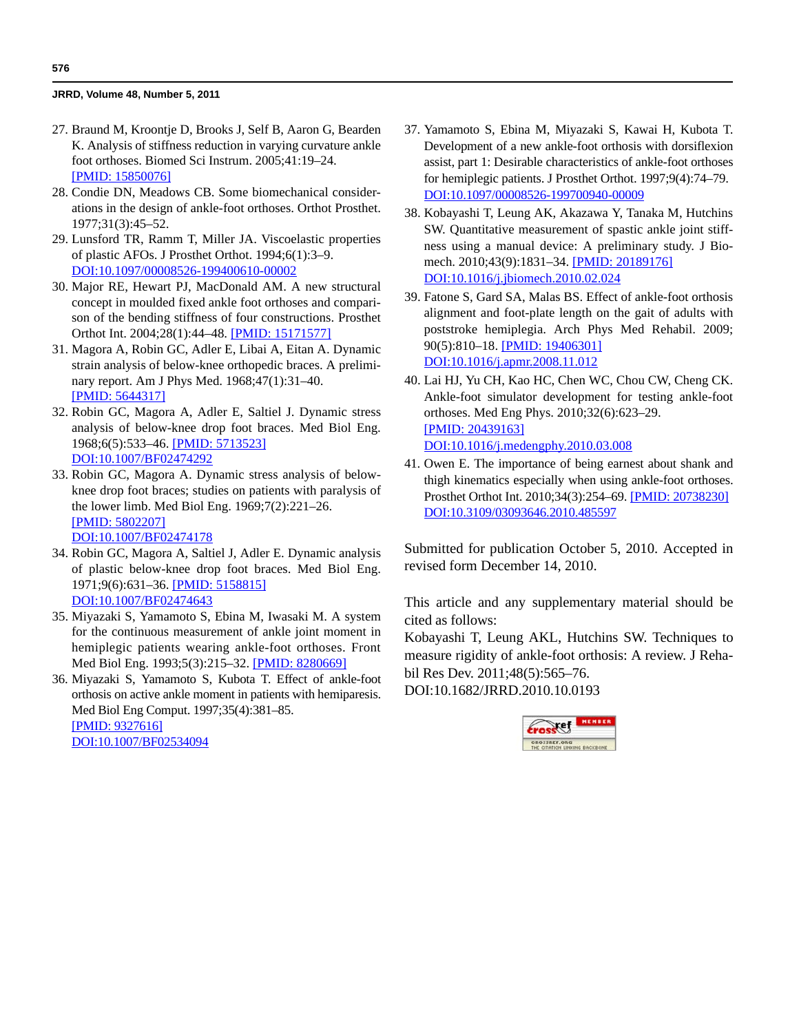27. Braund M, Kroontje D, Brooks J, Self B, Aaron G, Bearden K. Analysis of stiffness reduction in varying curvature ankle foot orthoses. Biomed Sci Instrum. 2005;41:19–24. [PMID: 15850076]
28. Condie DN, Meadows CB. Some biomechanical considerations in the design of ankle-foot orthoses. Orthot Prosthet. 1977;31(3):45–52.
29. Lunsford TR, Ramm T, Miller JA. Viscoelastic properties of plastic AFOs. J Prosthet Orthot. 1994;6(1):3–9. DOI:10.1097/00008526-199400610-00002
30. Major RE, Hewart PJ, MacDonald AM. A new structural concept in moulded fixed ankle foot orthoses and comparison of the bending stiffness of four constructions. Prosthet Orthot Int. 2004;28(1):44–48. [PMID: 15171577]
31. Magora A, Robin GC, Adler E, Libai A, Eitan A. Dynamic strain analysis of below-knee orthopedic braces. A preliminary report. Am J Phys Med. 1968;47(1):31–40. [PMID: 5644317]
32. Robin GC, Magora A, Adler E, Saltiel J. Dynamic stress analysis of below-knee drop foot braces. Med Biol Eng. 1968;6(5):533–46. [PMID: 5713523] DOI:10.1007/BF02474292
33. Robin GC, Magora A. Dynamic stress analysis of below-knee drop foot braces; studies on patients with paralysis of the lower limb. Med Biol Eng. 1969;7(2):221–26. [PMID: 5802207] DOI:10.1007/BF02474178
34. Robin GC, Magora A, Saltiel J, Adler E. Dynamic analysis of plastic below-knee drop foot braces. Med Biol Eng. 1971;9(6):631–36. [PMID: 5158815] DOI:10.1007/BF02474643
35. Miyazaki S, Yamamoto S, Ebina M, Iwasaki M. A system for the continuous measurement of ankle joint moment in hemiplegic patients wearing ankle-foot orthoses. Front Med Biol Eng. 1993;5(3):215–32. [PMID: 8280669]
36. Miyazaki S, Yamamoto S, Kubota T. Effect of ankle-foot orthosis on active ankle moment in patients with hemiparesis. Med Biol Eng Comput. 1997;35(4):381–85. [PMID: 9327616] DOI:10.1007/BF02534094
37. Yamamoto S, Ebina M, Miyazaki S, Kawai H, Kubota T. Development of a new ankle-foot orthosis with dorsiflexion assist, part 1: Desirable characteristics of ankle-foot orthoses for hemiplegic patients. J Prosthet Orthot. 1997;9(4):74–79. DOI:10.1097/00008526-199700940-00009
38. Kobayashi T, Leung AK, Akazawa Y, Tanaka M, Hutchins SW. Quantitative measurement of spastic ankle joint stiffness using a manual device: A preliminary study. J Biomech. 2010;43(9):1831–34. [PMID: 20189176] DOI:10.1016/j.jbiomech.2010.02.024
39. Fatone S, Gard SA, Malas BS. Effect of ankle-foot orthosis alignment and foot-plate length on the gait of adults with poststroke hemiplegia. Arch Phys Med Rehabil. 2009;90(5):810–18. [PMID: 19406301] DOI:10.1016/j.apmr.2008.11.012
40. Lai HJ, Yu CH, Kao HC, Chen WC, Chou CW, Cheng CK. Ankle-foot simulator development for testing ankle-foot orthoses. Med Eng Phys. 2010;32(6):623–29. [PMID: 20439163] DOI:10.1016/j.medengphy.2010.03.008
41. Owen E. The importance of being earnest about shank and thigh kinematics especially when using ankle-foot orthoses. Prosthet Orthot Int. 2010;34(3):254–69. [PMID: 20738230] DOI:10.3109/03093646.2010.485597

Submitted for publication October 5, 2010. Accepted in revised form December 14, 2010.

This article and any supplementary material should be cited as follows:
Kobayashi T, Leung AKL, Hutchins SW. Techniques to measure rigidity of ankle-foot orthosis: A review. J Rehabil Res Dev. 2011;48(5):565–76.
DOI:10.1682/JRRD.2010.10.0193